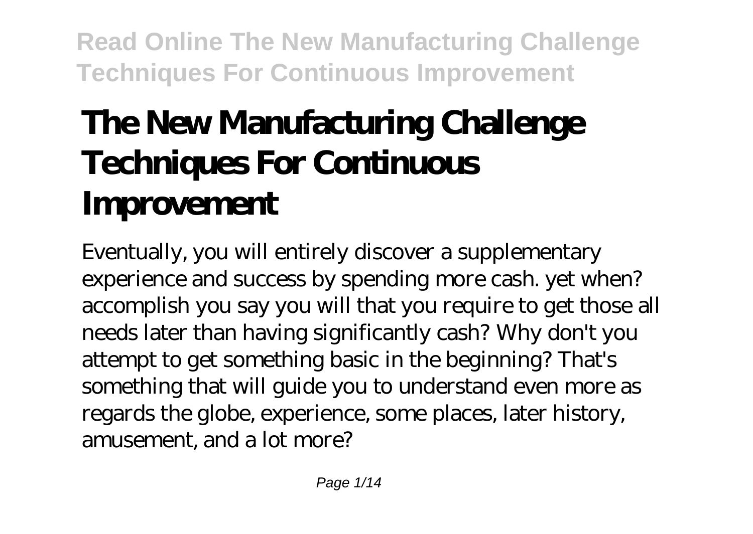# The New Manufacturing Challenge Techniques For Continuous Improvement

Eventually, you will entirely discover a supplementary experience and success by spending more cash. yet when? accomplish you say you will that you require to get those all needs later than having significantly cash? Why don't you attempt to get something basic in the beginning? That's something that will guide you to understand even more as regards the globe, experience, some places, later history, amusement, and a lot more?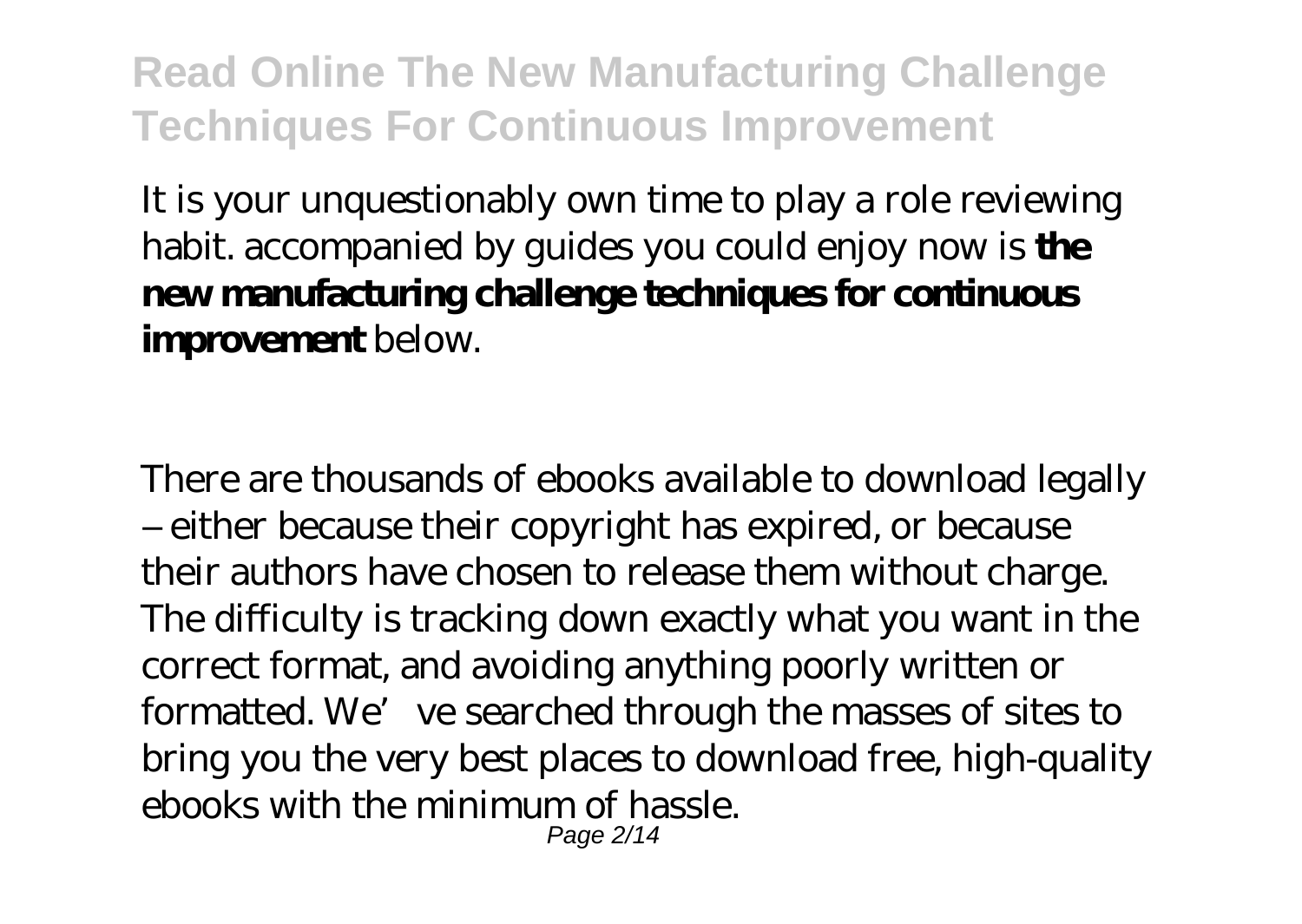It is your unquestionably own time to play a role reviewing habit. accompanied by guides you could enjoy now is **the new manufacturing challenge techniques for continuous improvement** below.

There are thousands of ebooks available to download legally – either because their copyright has expired, or because their authors have chosen to release them without charge. The difficulty is tracking down exactly what you want in the correct format, and avoiding anything poorly written or formatted. We've searched through the masses of sites to bring you the very best places to download free, high-quality ebooks with the minimum of hassle.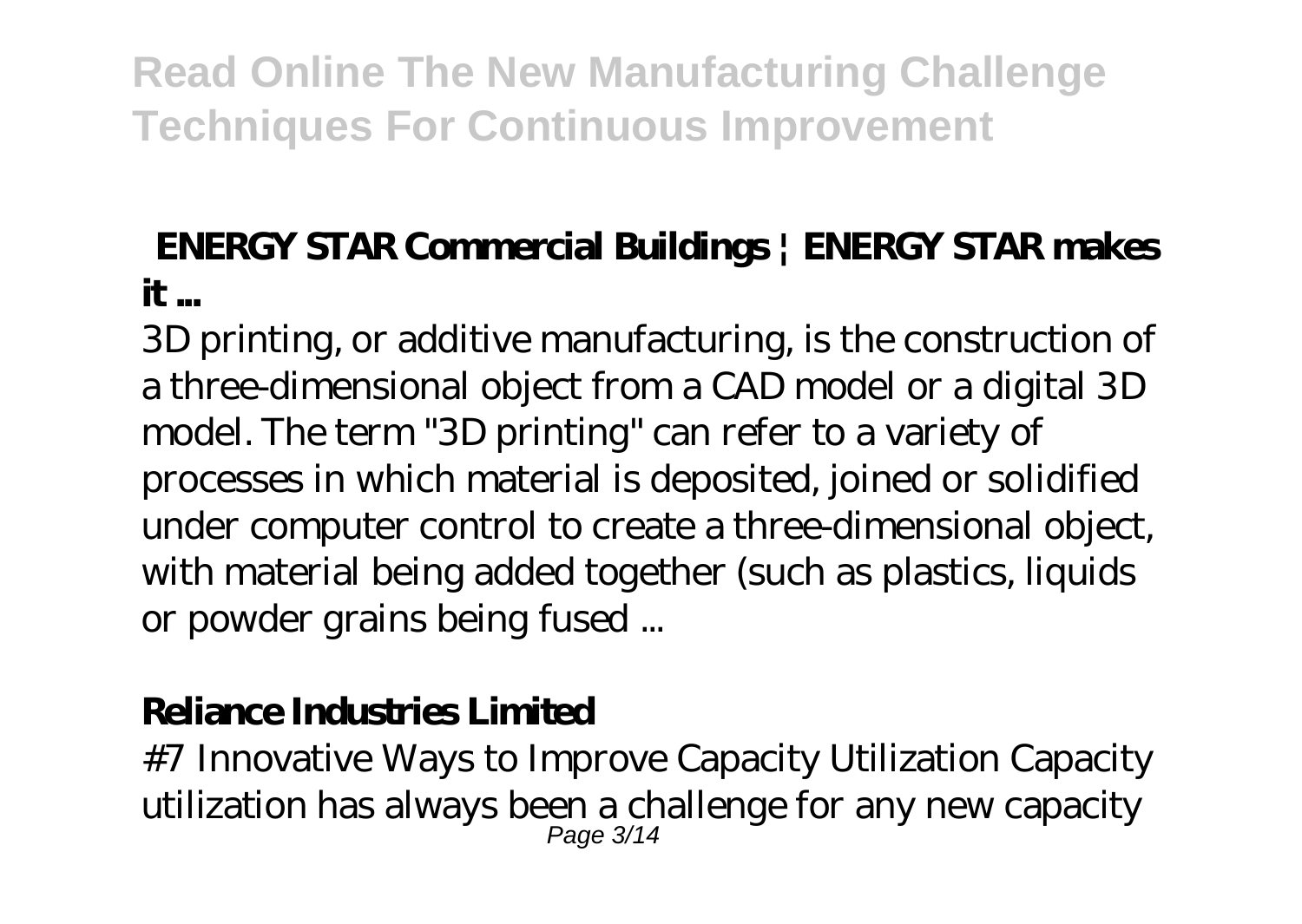## ENERGY STAR Commercial Buildings | ENERGY STAR makes it ...

3D printing, or additive manufacturing, is the construction of a three-dimensional object from a CAD model or a digital 3D model. The term "3D printing" can refer to a variety of processes in which material is deposited, joined or solidified under computer control to create a three-dimensional object, with material being added together (such as plastics, liquids or powder grains being fused ...

## Reliance Industries Limited

#7 Innovative Ways to Improve Capacity Utilization Capacity utilization has always been a challenge for any new capacity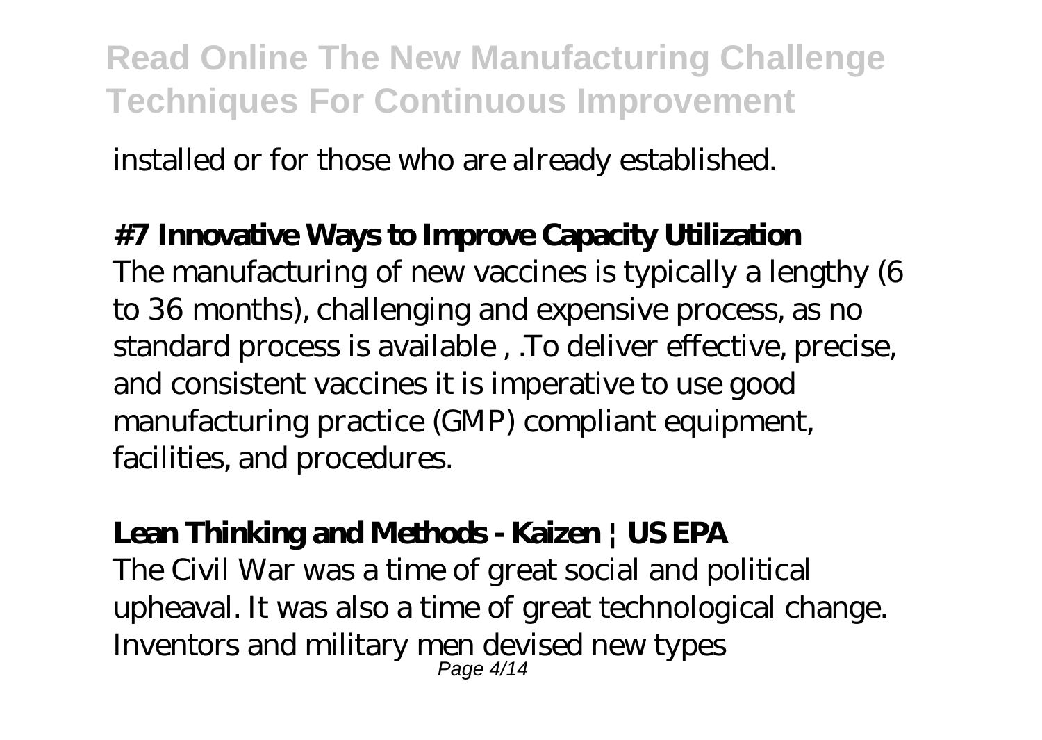installed or for those who are already established.

**#7 Innovative Ways to Improve Capacity Utilization**

The manufacturing of new vaccines is typically a lengthy (6 to 36 months), challenging and expensive process, as no standard process is available , .To deliver effective, precise, and consistent vaccines it is imperative to use good manufacturing practice (GMP) compliant equipment, facilities, and procedures.

**Lean Thinking and Methods - Kaizen | US EPA**

The Civil War was a time of great social and political upheaval. It was also a time of great technological change. Inventors and military men devised new types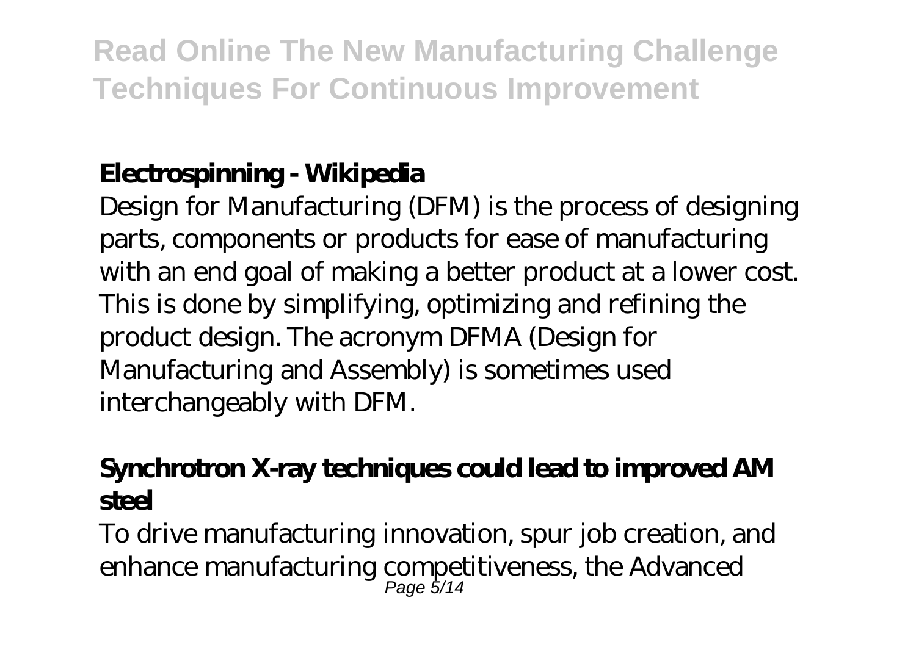### Electrospinning - Wikipedia

Design for Manufacturing (DFM) is the process of designing parts, components or products for ease of manufacturing with an end goal of making a better product at a lower cost. This is done by simplifying, optimizing and refining the product design. The acronym DFMA (Design for Manufacturing and Assembly) is sometimes used interchangeably with DFM.

### Synchrotron X-ray techniques could lead to improved AM steel

To drive manufacturing innovation, spur job creation, and enhance manufacturing competitiveness, the Advanced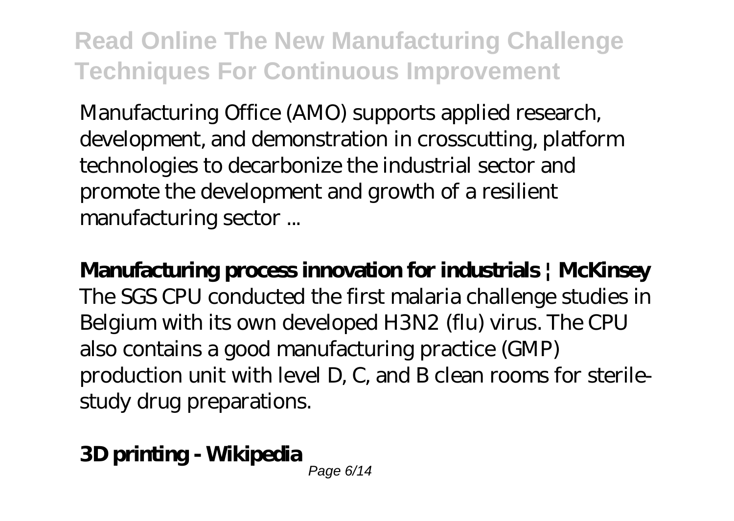Manufacturing Office (AMO) supports applied research, development, and demonstration in crosscutting, platform technologies to decarbonize the industrial sector and promote the development and growth of a resilient manufacturing sector ...

**Manufacturing process innovation for industrials | McKinsey**

The SGS CPU conducted the first malaria challenge studies in Belgium with its own developed H3N2 (flu) virus. The CPU also contains a good manufacturing practice (GMP) production unit with level D, C, and B clean rooms for sterile-study drug preparations.

**3D printing - Wikipedia**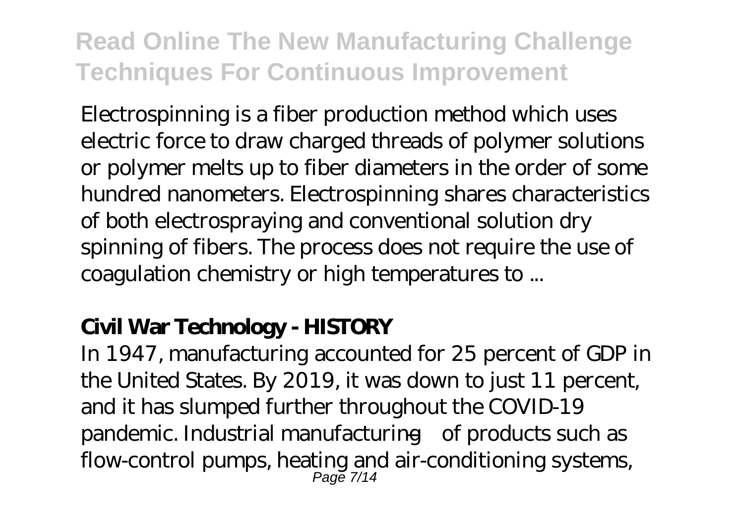Electrospinning is a fiber production method which uses electric force to draw charged threads of polymer solutions or polymer melts up to fiber diameters in the order of some hundred nanometers. Electrospinning shares characteristics of both electrospraying and conventional solution dry spinning of fibers. The process does not require the use of coagulation chemistry or high temperatures to ...

**Civil War Technology - HISTORY**

In 1947, manufacturing accounted for 25 percent of GDP in the United States. By 2019, it was down to just 11 percent, and it has slumped further throughout the COVID-19 pandemic. Industrial manufacturing—of products such as flow-control pumps, heating and air-conditioning systems,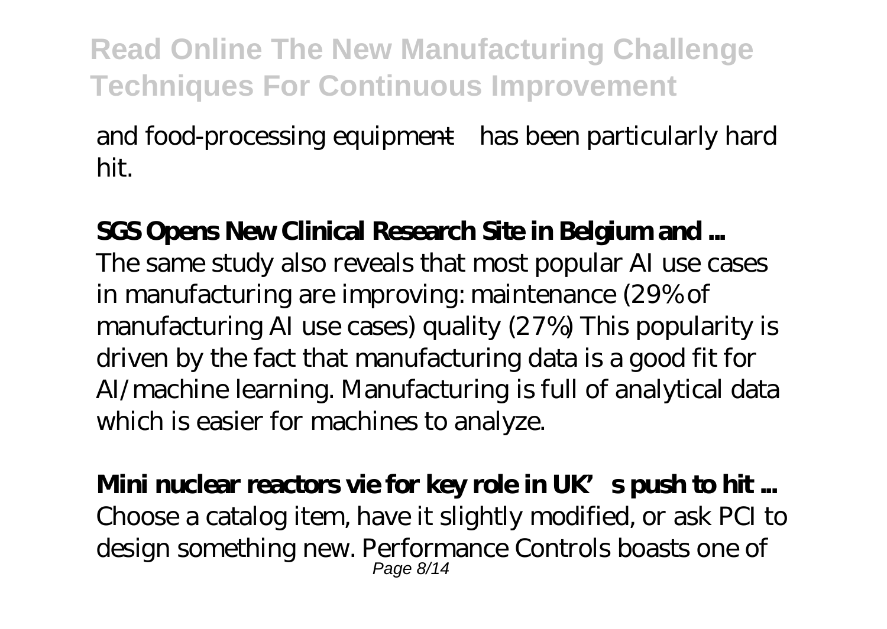and food-processing equipment—has been particularly hard hit.

**SGS Opens New Clinical Research Site in Belgium and ...**

The same study also reveals that most popular AI use cases in manufacturing are improving: maintenance (29% of manufacturing AI use cases) quality (27%) This popularity is driven by the fact that manufacturing data is a good fit for AI/machine learning. Manufacturing is full of analytical data which is easier for machines to analyze.

**Mini nuclear reactors vie for key role in UK's push to hit ...**

Choose a catalog item, have it slightly modified, or ask PCI to design something new. Performance Controls boasts one of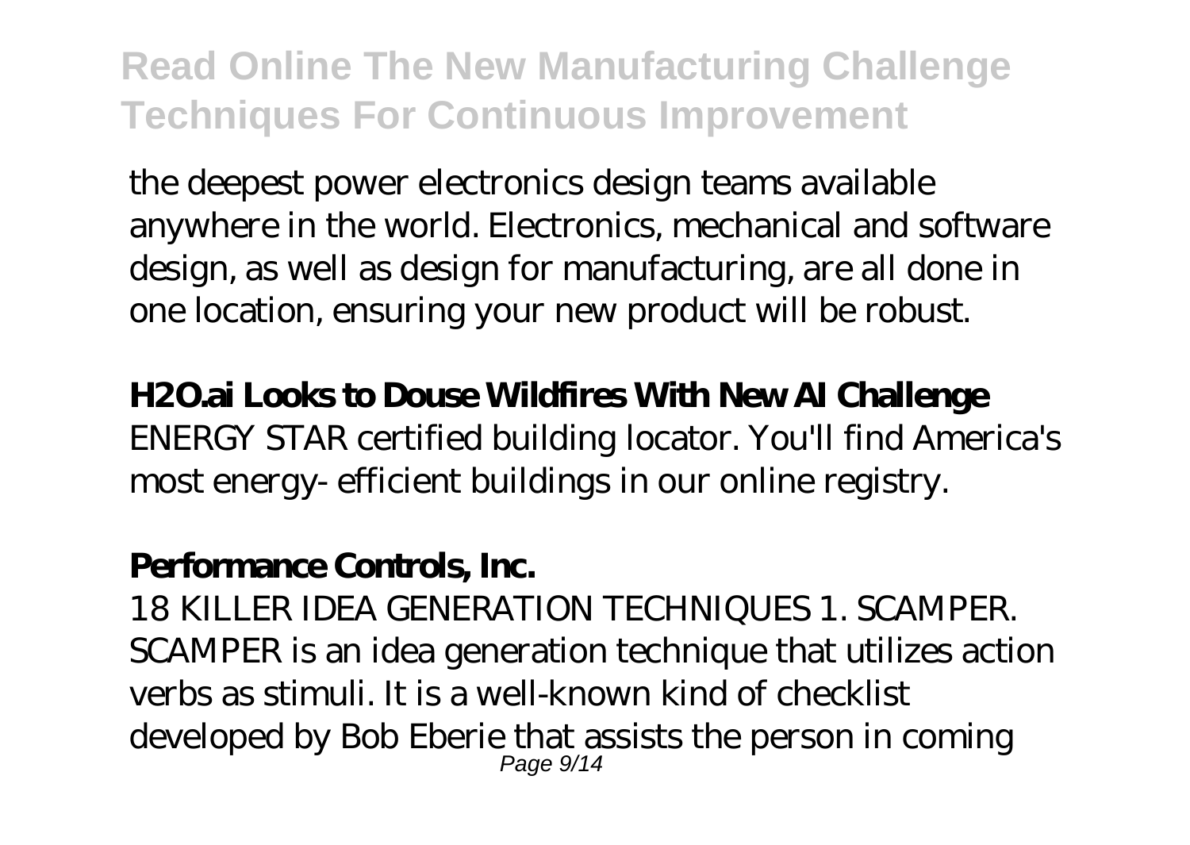the deepest power electronics design teams available anywhere in the world. Electronics, mechanical and software design, as well as design for manufacturing, are all done in one location, ensuring your new product will be robust.

**H2O.ai Looks to Douse Wildfires With New AI Challenge**

ENERGY STAR certified building locator. You'll find America's most energy- efficient buildings in our online registry.

**Performance Controls, Inc.**

18 KILLER IDEA GENERATION TECHNIQUES 1. SCAMPER. SCAMPER is an idea generation technique that utilizes action verbs as stimuli. It is a well-known kind of checklist developed by Bob Eberie that assists the person in coming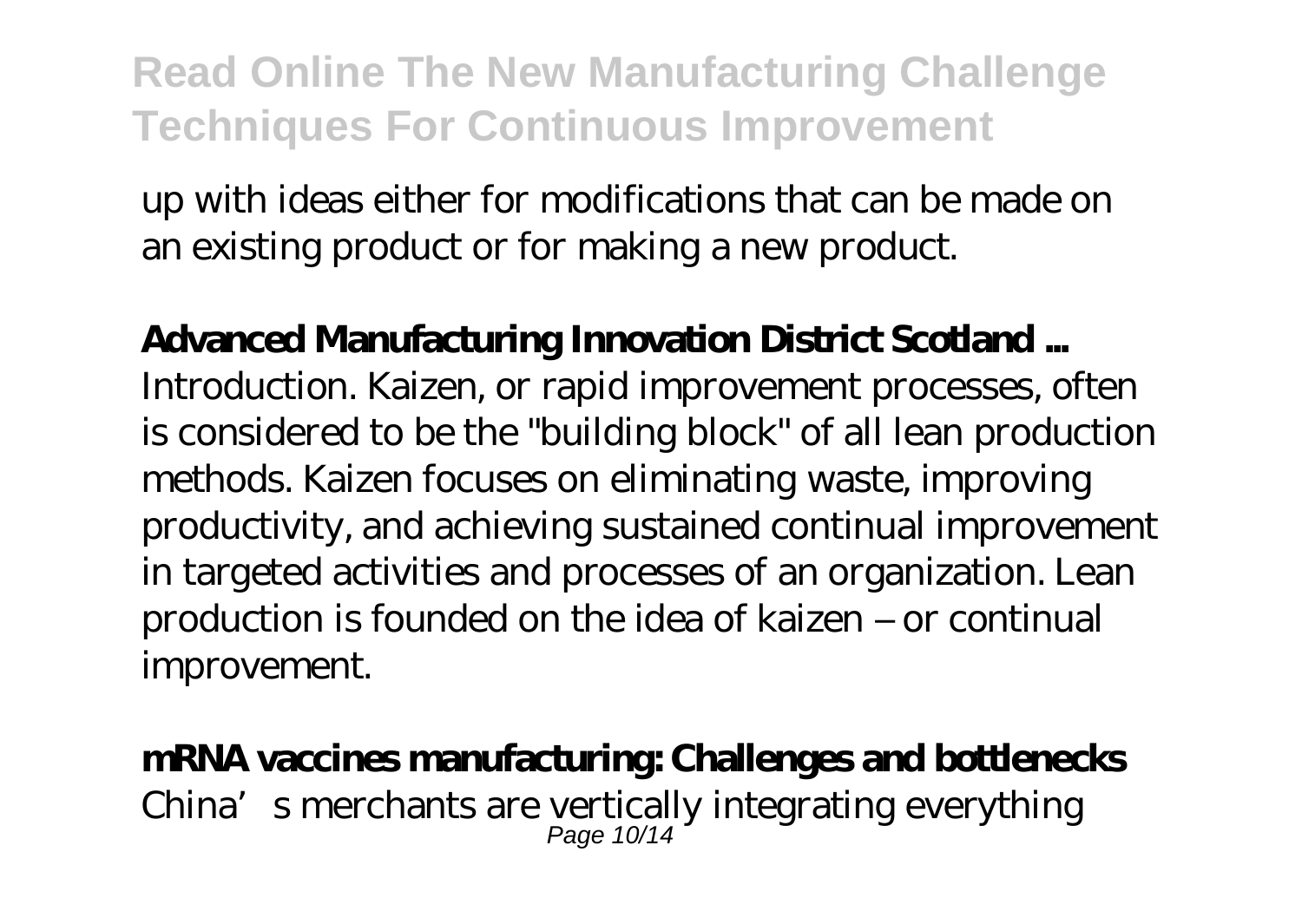up with ideas either for modifications that can be made on an existing product or for making a new product.

**Advanced Manufacturing Innovation District Scotland ...**

Introduction. Kaizen, or rapid improvement processes, often is considered to be the "building block" of all lean production methods. Kaizen focuses on eliminating waste, improving productivity, and achieving sustained continual improvement in targeted activities and processes of an organization. Lean production is founded on the idea of kaizen – or continual improvement.

**mRNA vaccines manufacturing: Challenges and bottlenecks**

China's merchants are vertically integrating everything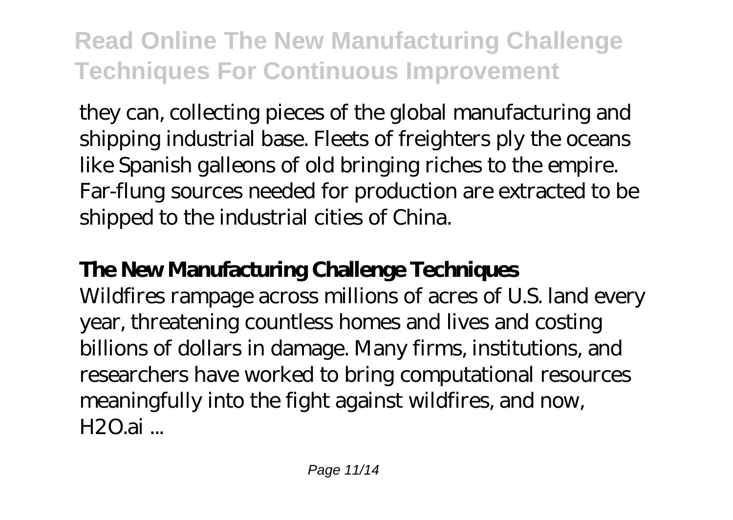they can, collecting pieces of the global manufacturing and shipping industrial base. Fleets of freighters ply the oceans like Spanish galleons of old bringing riches to the empire. Far-flung sources needed for production are extracted to be shipped to the industrial cities of China.

## **The New Manufacturing Challenge Techniques**

Wildfires rampage across millions of acres of U.S. land every year, threatening countless homes and lives and costing billions of dollars in damage. Many firms, institutions, and researchers have worked to bring computational resources meaningfully into the fight against wildfires, and now, H2O.ai ...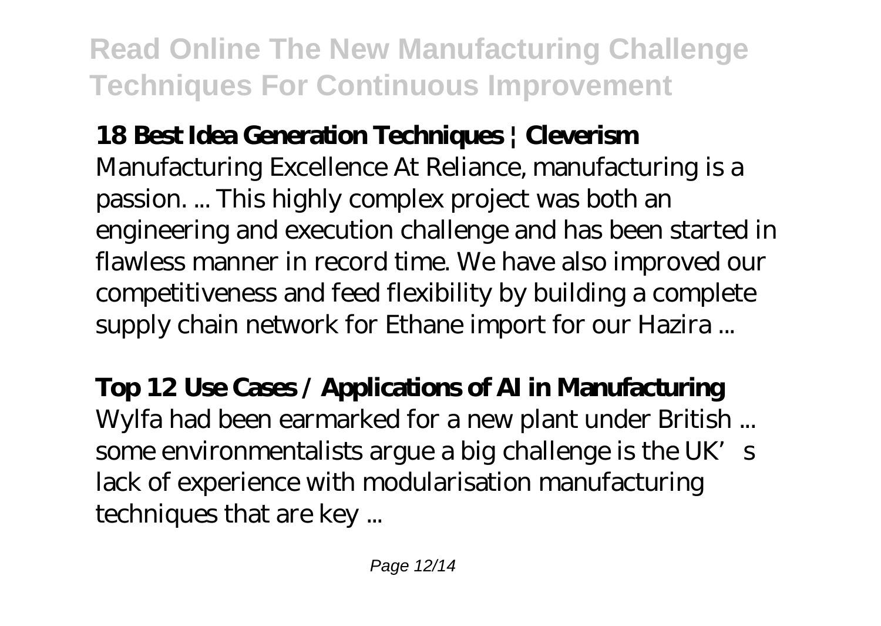## 18 Best Idea Generation Techniques | Cleverism

Manufacturing Excellence At Reliance, manufacturing is a passion. ... This highly complex project was both an engineering and execution challenge and has been started in flawless manner in record time. We have also improved our competitiveness and feed flexibility by building a complete supply chain network for Ethane import for our Hazira ...

## Top 12 Use Cases / Applications of AI in Manufacturing

Wylfa had been earmarked for a new plant under British ... some environmentalists argue a big challenge is the UK's lack of experience with modularisation manufacturing techniques that are key ...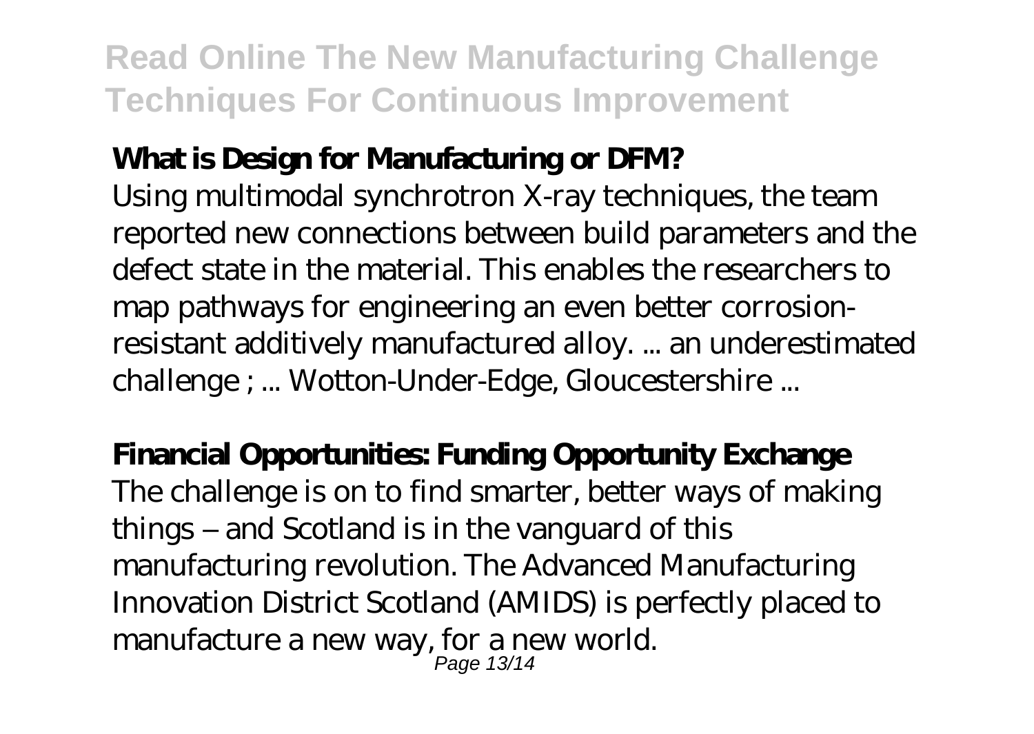**What is Design for Manufacturing or DFM?**

Using multimodal synchrotron X-ray techniques, the team reported new connections between build parameters and the defect state in the material. This enables the researchers to map pathways for engineering an even better corrosion-resistant additively manufactured alloy. ... an underestimated challenge ; ... Wotton-Under-Edge, Gloucestershire ...

**Financial Opportunities: Funding Opportunity Exchange**

The challenge is on to find smarter, better ways of making things – and Scotland is in the vanguard of this manufacturing revolution. The Advanced Manufacturing Innovation District Scotland (AMIDS) is perfectly placed to manufacture a new way, for a new world.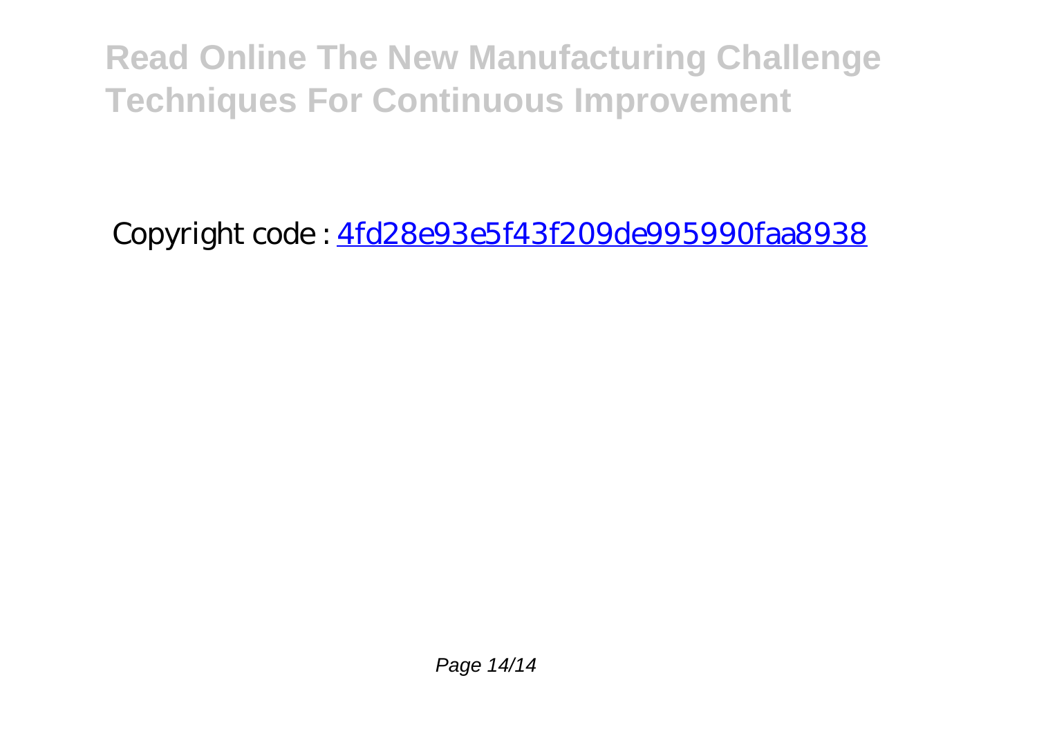Copyright code : [4fd28e93e5f43f209de995990faa8938](4fd28e93e5f43f209de995990faa8938)